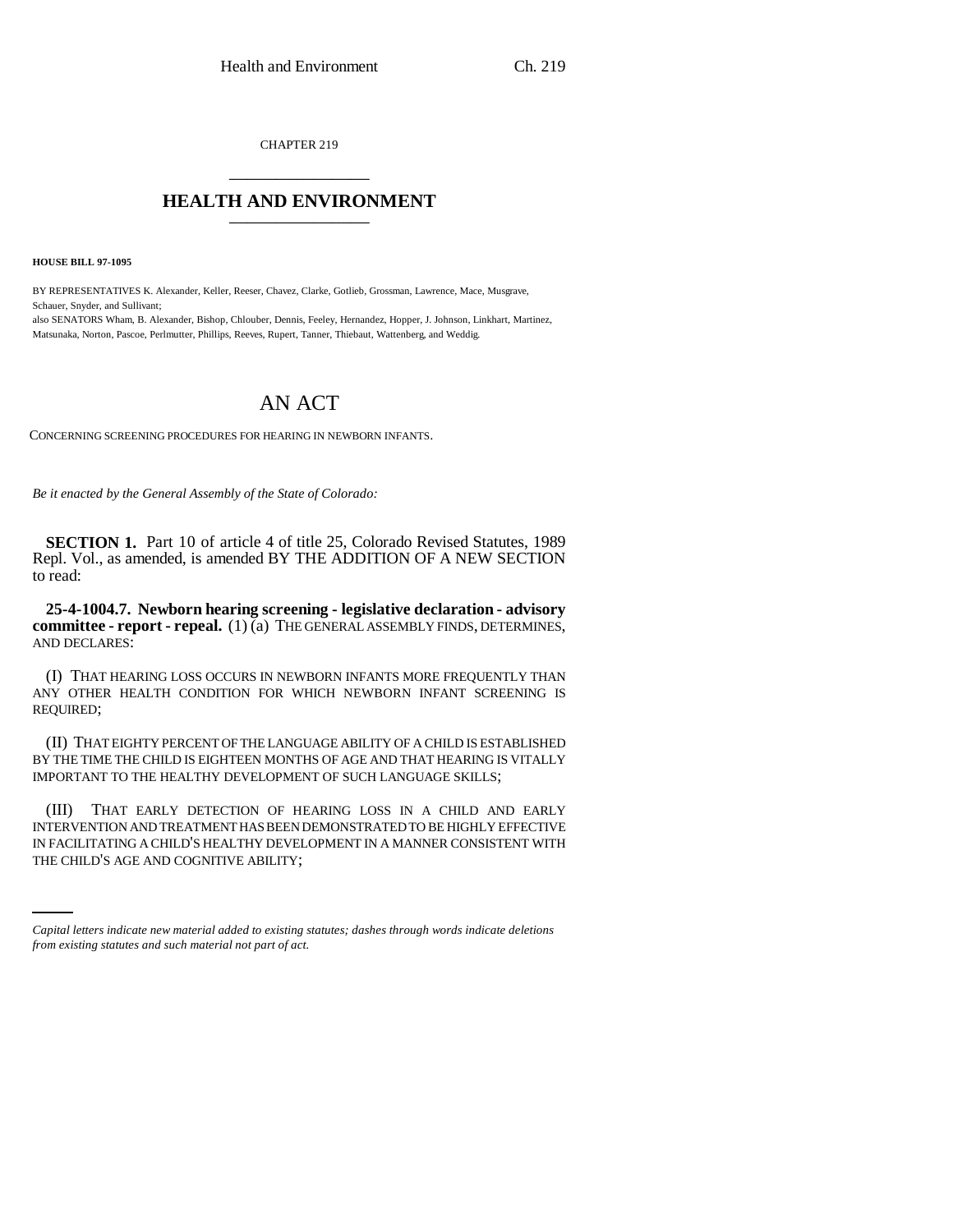CHAPTER 219

# HEALTH AND ENVIRONMENT

**HOUSE BILL 97-1095**

BY REPRESENTATIVES K. Alexander, Keller, Reeser, Chavez, Clarke, Gotlieb, Grossman, Lawrence, Mace, Musgrave, Schauer, Snyder, and Sullivant;

also SENATORS Wham, B. Alexander, Bishop, Chlouber, Dennis, Feeley, Hernandez, Hopper, J. Johnson, Linkhart, Martinez, Matsunaka, Norton, Pascoe, Perlmutter, Phillips, Reeves, Rupert, Tanner, Thiebaut, Wattenberg, and Weddig.

# AN ACT

CONCERNING SCREENING PROCEDURES FOR HEARING IN NEWBORN INFANTS.

*Be it enacted by the General Assembly of the State of Colorado:*

**SECTION 1.** Part 10 of article 4 of title 25, Colorado Revised Statutes, 1989 Repl. Vol., as amended, is amended BY THE ADDITION OF A NEW SECTION to read:

**25-4-1004.7. Newborn hearing screening - legislative declaration - advisory committee - report - repeal.** (1) (a) THE GENERAL ASSEMBLY FINDS, DETERMINES, AND DECLARES:

(I) THAT HEARING LOSS OCCURS IN NEWBORN INFANTS MORE FREQUENTLY THAN ANY OTHER HEALTH CONDITION FOR WHICH NEWBORN INFANT SCREENING IS REQUIRED;

(II) THAT EIGHTY PERCENT OF THE LANGUAGE ABILITY OF A CHILD IS ESTABLISHED BY THE TIME THE CHILD IS EIGHTEEN MONTHS OF AGE AND THAT HEARING IS VITALLY IMPORTANT TO THE HEALTHY DEVELOPMENT OF SUCH LANGUAGE SKILLS;

(III) THAT EARLY DETECTION OF HEARING LOSS IN A CHILD AND EARLY INTERVENTION AND TREATMENT HAS BEEN DEMONSTRATED TO BE HIGHLY EFFECTIVE IN FACILITATING A CHILD'S HEALTHY DEVELOPMENT IN A MANNER CONSISTENT WITH THE CHILD'S AGE AND COGNITIVE ABILITY;

*Capital letters indicate new material added to existing statutes; dashes through words indicate deletions from existing statutes and such material not part of act.*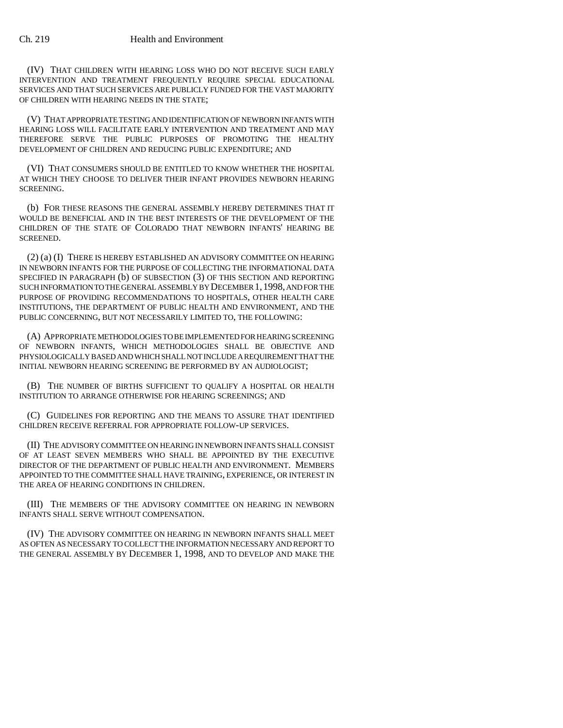(IV) THAT CHILDREN WITH HEARING LOSS WHO DO NOT RECEIVE SUCH EARLY INTERVENTION AND TREATMENT FREQUENTLY REQUIRE SPECIAL EDUCATIONAL SERVICES AND THAT SUCH SERVICES ARE PUBLICLY FUNDED FOR THE VAST MAJORITY OF CHILDREN WITH HEARING NEEDS IN THE STATE;

(V) THAT APPROPRIATE TESTING AND IDENTIFICATION OF NEWBORN INFANTS WITH HEARING LOSS WILL FACILITATE EARLY INTERVENTION AND TREATMENT AND MAY THEREFORE SERVE THE PUBLIC PURPOSES OF PROMOTING THE HEALTHY DEVELOPMENT OF CHILDREN AND REDUCING PUBLIC EXPENDITURE; AND

(VI) THAT CONSUMERS SHOULD BE ENTITLED TO KNOW WHETHER THE HOSPITAL AT WHICH THEY CHOOSE TO DELIVER THEIR INFANT PROVIDES NEWBORN HEARING SCREENING.

(b) FOR THESE REASONS THE GENERAL ASSEMBLY HEREBY DETERMINES THAT IT WOULD BE BENEFICIAL AND IN THE BEST INTERESTS OF THE DEVELOPMENT OF THE CHILDREN OF THE STATE OF COLORADO THAT NEWBORN INFANTS' HEARING BE SCREENED.

(2) (a) (I) THERE IS HEREBY ESTABLISHED AN ADVISORY COMMITTEE ON HEARING IN NEWBORN INFANTS FOR THE PURPOSE OF COLLECTING THE INFORMATIONAL DATA SPECIFIED IN PARAGRAPH (b) OF SUBSECTION (3) OF THIS SECTION AND REPORTING SUCH INFORMATION TO THE GENERAL ASSEMBLY BY DECEMBER 1, 1998, AND FOR THE PURPOSE OF PROVIDING RECOMMENDATIONS TO HOSPITALS, OTHER HEALTH CARE INSTITUTIONS, THE DEPARTMENT OF PUBLIC HEALTH AND ENVIRONMENT, AND THE PUBLIC CONCERNING, BUT NOT NECESSARILY LIMITED TO, THE FOLLOWING:

(A) APPROPRIATE METHODOLOGIES TO BE IMPLEMENTED FOR HEARING SCREENING OF NEWBORN INFANTS, WHICH METHODOLOGIES SHALL BE OBJECTIVE AND PHYSIOLOGICALLY BASED AND WHICH SHALL NOT INCLUDE A REQUIREMENT THAT THE INITIAL NEWBORN HEARING SCREENING BE PERFORMED BY AN AUDIOLOGIST;

(B) THE NUMBER OF BIRTHS SUFFICIENT TO QUALIFY A HOSPITAL OR HEALTH INSTITUTION TO ARRANGE OTHERWISE FOR HEARING SCREENINGS; AND

(C) GUIDELINES FOR REPORTING AND THE MEANS TO ASSURE THAT IDENTIFIED CHILDREN RECEIVE REFERRAL FOR APPROPRIATE FOLLOW-UP SERVICES.

(II) THE ADVISORY COMMITTEE ON HEARING IN NEWBORN INFANTS SHALL CONSIST OF AT LEAST SEVEN MEMBERS WHO SHALL BE APPOINTED BY THE EXECUTIVE DIRECTOR OF THE DEPARTMENT OF PUBLIC HEALTH AND ENVIRONMENT. MEMBERS APPOINTED TO THE COMMITTEE SHALL HAVE TRAINING, EXPERIENCE, OR INTEREST IN THE AREA OF HEARING CONDITIONS IN CHILDREN.

(III) THE MEMBERS OF THE ADVISORY COMMITTEE ON HEARING IN NEWBORN INFANTS SHALL SERVE WITHOUT COMPENSATION.

(IV) THE ADVISORY COMMITTEE ON HEARING IN NEWBORN INFANTS SHALL MEET AS OFTEN AS NECESSARY TO COLLECT THE INFORMATION NECESSARY AND REPORT TO THE GENERAL ASSEMBLY BY DECEMBER 1, 1998, AND TO DEVELOP AND MAKE THE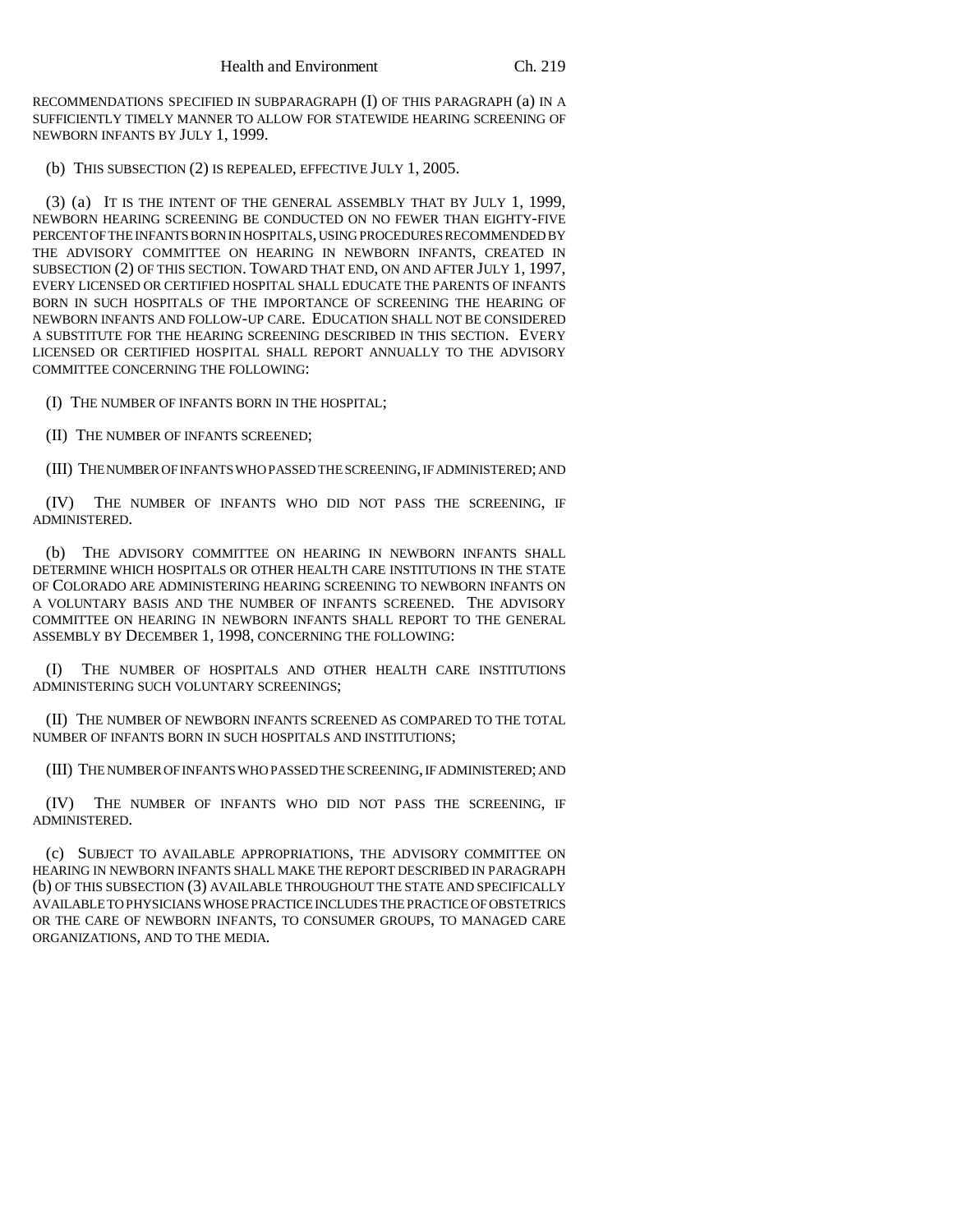RECOMMENDATIONS SPECIFIED IN SUBPARAGRAPH (I) OF THIS PARAGRAPH (a) IN A SUFFICIENTLY TIMELY MANNER TO ALLOW FOR STATEWIDE HEARING SCREENING OF NEWBORN INFANTS BY JULY 1, 1999.

(b) THIS SUBSECTION (2) IS REPEALED, EFFECTIVE JULY 1, 2005.

(3) (a) IT IS THE INTENT OF THE GENERAL ASSEMBLY THAT BY JULY 1, 1999, NEWBORN HEARING SCREENING BE CONDUCTED ON NO FEWER THAN EIGHTY-FIVE PERCENT OF THE INFANTS BORN IN HOSPITALS, USING PROCEDURES RECOMMENDED BY THE ADVISORY COMMITTEE ON HEARING IN NEWBORN INFANTS, CREATED IN SUBSECTION (2) OF THIS SECTION. TOWARD THAT END, ON AND AFTER JULY 1, 1997, EVERY LICENSED OR CERTIFIED HOSPITAL SHALL EDUCATE THE PARENTS OF INFANTS BORN IN SUCH HOSPITALS OF THE IMPORTANCE OF SCREENING THE HEARING OF NEWBORN INFANTS AND FOLLOW-UP CARE. EDUCATION SHALL NOT BE CONSIDERED A SUBSTITUTE FOR THE HEARING SCREENING DESCRIBED IN THIS SECTION. EVERY LICENSED OR CERTIFIED HOSPITAL SHALL REPORT ANNUALLY TO THE ADVISORY COMMITTEE CONCERNING THE FOLLOWING:

(I) THE NUMBER OF INFANTS BORN IN THE HOSPITAL;

(II) THE NUMBER OF INFANTS SCREENED;

(III) THE NUMBER OF INFANTS WHO PASSED THE SCREENING, IF ADMINISTERED; AND

(IV) THE NUMBER OF INFANTS WHO DID NOT PASS THE SCREENING, IF ADMINISTERED.

(b) THE ADVISORY COMMITTEE ON HEARING IN NEWBORN INFANTS SHALL DETERMINE WHICH HOSPITALS OR OTHER HEALTH CARE INSTITUTIONS IN THE STATE OF COLORADO ARE ADMINISTERING HEARING SCREENING TO NEWBORN INFANTS ON A VOLUNTARY BASIS AND THE NUMBER OF INFANTS SCREENED. THE ADVISORY COMMITTEE ON HEARING IN NEWBORN INFANTS SHALL REPORT TO THE GENERAL ASSEMBLY BY DECEMBER 1, 1998, CONCERNING THE FOLLOWING:

(I) THE NUMBER OF HOSPITALS AND OTHER HEALTH CARE INSTITUTIONS ADMINISTERING SUCH VOLUNTARY SCREENINGS;

(II) THE NUMBER OF NEWBORN INFANTS SCREENED AS COMPARED TO THE TOTAL NUMBER OF INFANTS BORN IN SUCH HOSPITALS AND INSTITUTIONS;

(III) THE NUMBER OF INFANTS WHO PASSED THE SCREENING, IF ADMINISTERED; AND

(IV) THE NUMBER OF INFANTS WHO DID NOT PASS THE SCREENING, IF ADMINISTERED.

(c) SUBJECT TO AVAILABLE APPROPRIATIONS, THE ADVISORY COMMITTEE ON HEARING IN NEWBORN INFANTS SHALL MAKE THE REPORT DESCRIBED IN PARAGRAPH (b) OF THIS SUBSECTION (3) AVAILABLE THROUGHOUT THE STATE AND SPECIFICALLY AVAILABLE TO PHYSICIANS WHOSE PRACTICE INCLUDES THE PRACTICE OF OBSTETRICS OR THE CARE OF NEWBORN INFANTS, TO CONSUMER GROUPS, TO MANAGED CARE ORGANIZATIONS, AND TO THE MEDIA.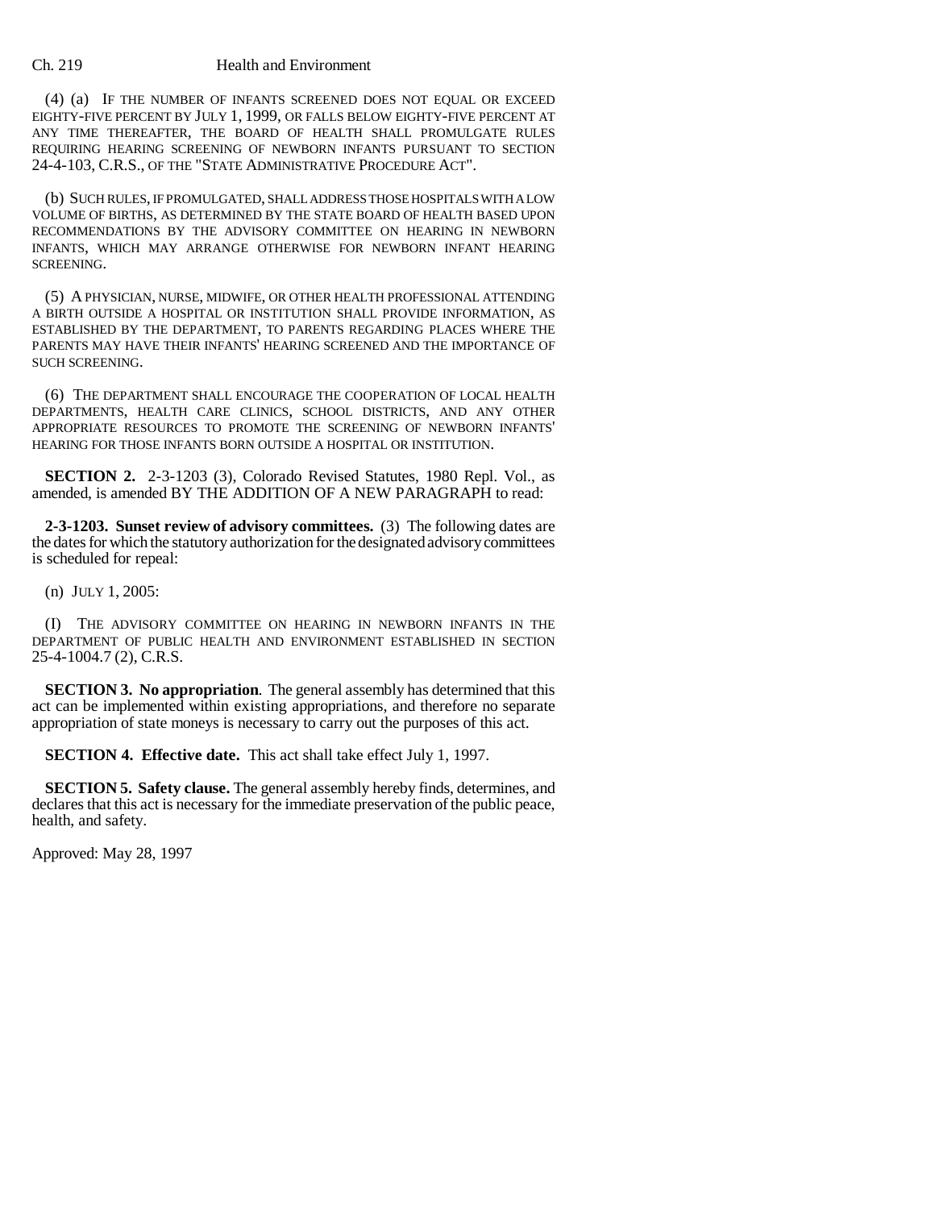(4) (a) IF THE NUMBER OF INFANTS SCREENED DOES NOT EQUAL OR EXCEED EIGHTY-FIVE PERCENT BY JULY 1, 1999, OR FALLS BELOW EIGHTY-FIVE PERCENT AT ANY TIME THEREAFTER, THE BOARD OF HEALTH SHALL PROMULGATE RULES REQUIRING HEARING SCREENING OF NEWBORN INFANTS PURSUANT TO SECTION 24-4-103, C.R.S., OF THE "STATE ADMINISTRATIVE PROCEDURE ACT".

(b) SUCH RULES, IF PROMULGATED, SHALL ADDRESS THOSE HOSPITALS WITH A LOW VOLUME OF BIRTHS, AS DETERMINED BY THE STATE BOARD OF HEALTH BASED UPON RECOMMENDATIONS BY THE ADVISORY COMMITTEE ON HEARING IN NEWBORN INFANTS, WHICH MAY ARRANGE OTHERWISE FOR NEWBORN INFANT HEARING SCREENING.

(5) A PHYSICIAN, NURSE, MIDWIFE, OR OTHER HEALTH PROFESSIONAL ATTENDING A BIRTH OUTSIDE A HOSPITAL OR INSTITUTION SHALL PROVIDE INFORMATION, AS ESTABLISHED BY THE DEPARTMENT, TO PARENTS REGARDING PLACES WHERE THE PARENTS MAY HAVE THEIR INFANTS' HEARING SCREENED AND THE IMPORTANCE OF SUCH SCREENING.

(6) THE DEPARTMENT SHALL ENCOURAGE THE COOPERATION OF LOCAL HEALTH DEPARTMENTS, HEALTH CARE CLINICS, SCHOOL DISTRICTS, AND ANY OTHER APPROPRIATE RESOURCES TO PROMOTE THE SCREENING OF NEWBORN INFANTS' HEARING FOR THOSE INFANTS BORN OUTSIDE A HOSPITAL OR INSTITUTION.

**SECTION 2.** 2-3-1203 (3), Colorado Revised Statutes, 1980 Repl. Vol., as amended, is amended BY THE ADDITION OF A NEW PARAGRAPH to read:

**2-3-1203. Sunset review of advisory committees.** (3) The following dates are the dates for which the statutory authorization for the designated advisory committees is scheduled for repeal:

(n) JULY 1, 2005:

(I) THE ADVISORY COMMITTEE ON HEARING IN NEWBORN INFANTS IN THE DEPARTMENT OF PUBLIC HEALTH AND ENVIRONMENT ESTABLISHED IN SECTION 25-4-1004.7 (2), C.R.S.

**SECTION 3. No appropriation**. The general assembly has determined that this act can be implemented within existing appropriations, and therefore no separate appropriation of state moneys is necessary to carry out the purposes of this act.

**SECTION 4. Effective date.** This act shall take effect July 1, 1997.

**SECTION 5. Safety clause.** The general assembly hereby finds, determines, and declares that this act is necessary for the immediate preservation of the public peace, health, and safety.

Approved: May 28, 1997